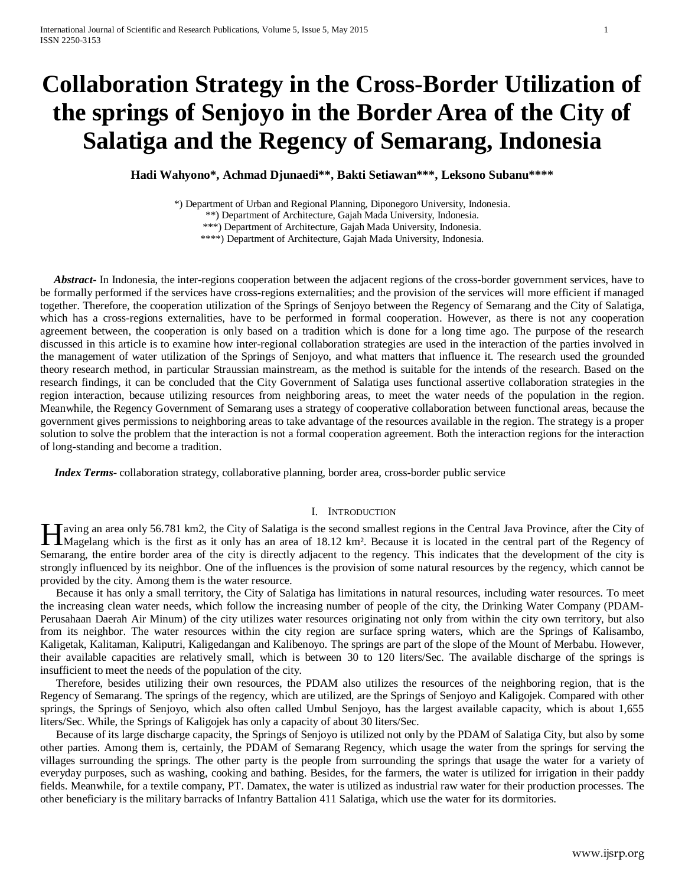# Collaboration Strategy in the Cross-Border Utilization of the springs of Senjoyo in the Border Area of the City of Salatiga and the Regency of Semarang, Indonesia

**Hadi Wahyono\*, Achmad Djunaedi\*\*, Bakti Setiawan\*\*\*, Leksono Subanu\*\*\*\***

\*) Department of Urban and Regional Planning, Diponegoro University, Indonesia.
\*\*) Department of Architecture, Gajah Mada University, Indonesia.
\*\*\*) Department of Architecture, Gajah Mada University, Indonesia.
\*\*\*\*) Department of Architecture, Gajah Mada University, Indonesia.

***Abstract***- In Indonesia, the inter-regions cooperation between the adjacent regions of the cross-border government services, have to be formally performed if the services have cross-regions externalities; and the provision of the services will more efficient if managed together. Therefore, the cooperation utilization of the Springs of Senjoyo between the Regency of Semarang and the City of Salatiga, which has a cross-regions externalities, have to be performed in formal cooperation. However, as there is not any cooperation agreement between, the cooperation is only based on a tradition which is done for a long time ago. The purpose of the research discussed in this article is to examine how inter-regional collaboration strategies are used in the interaction of the parties involved in the management of water utilization of the Springs of Senjoyo, and what matters that influence it. The research used the grounded theory research method, in particular Straussian mainstream, as the method is suitable for the intends of the research. Based on the research findings, it can be concluded that the City Government of Salatiga uses functional assertive collaboration strategies in the region interaction, because utilizing resources from neighboring areas, to meet the water needs of the population in the region. Meanwhile, the Regency Government of Semarang uses a strategy of cooperative collaboration between functional areas, because the government gives permissions to neighboring areas to take advantage of the resources available in the region. The strategy is a proper solution to solve the problem that the interaction is not a formal cooperation agreement. Both the interaction regions for the interaction of long-standing and become a tradition.

***Index Terms***- collaboration strategy, collaborative planning, border area, cross-border public service

## I. Introduction

Having an area only 56.781 km2, the City of Salatiga is the second smallest regions in the Central Java Province, after the City of Magelang which is the first as it only has an area of 18.12 km². Because it is located in the central part of the Regency of Semarang, the entire border area of the city is directly adjacent to the regency. This indicates that the development of the city is strongly influenced by its neighbor. One of the influences is the provision of some natural resources by the regency, which cannot be provided by the city. Among them is the water resource.

Because it has only a small territory, the City of Salatiga has limitations in natural resources, including water resources. To meet the increasing clean water needs, which follow the increasing number of people of the city, the Drinking Water Company (PDAM-Perusahaan Daerah Air Minum) of the city utilizes water resources originating not only from within the city own territory, but also from its neighbor. The water resources within the city region are surface spring waters, which are the Springs of Kalisambo, Kaligetak, Kalitaman, Kaliputri, Kaligedangan and Kalibenoyo. The springs are part of the slope of the Mount of Merbabu. However, their available capacities are relatively small, which is between 30 to 120 liters/Sec. The available discharge of the springs is insufficient to meet the needs of the population of the city.

Therefore, besides utilizing their own resources, the PDAM also utilizes the resources of the neighboring region, that is the Regency of Semarang. The springs of the regency, which are utilized, are the Springs of Senjoyo and Kaligojek. Compared with other springs, the Springs of Senjoyo, which also often called Umbul Senjoyo, has the largest available capacity, which is about 1,655 liters/Sec. While, the Springs of Kaligojek has only a capacity of about 30 liters/Sec.

Because of its large discharge capacity, the Springs of Senjoyo is utilized not only by the PDAM of Salatiga City, but also by some other parties. Among them is, certainly, the PDAM of Semarang Regency, which usage the water from the springs for serving the villages surrounding the springs. The other party is the people from surrounding the springs that usage the water for a variety of everyday purposes, such as washing, cooking and bathing. Besides, for the farmers, the water is utilized for irrigation in their paddy fields. Meanwhile, for a textile company, PT. Damatex, the water is utilized as industrial raw water for their production processes. The other beneficiary is the military barracks of Infantry Battalion 411 Salatiga, which use the water for its dormitories.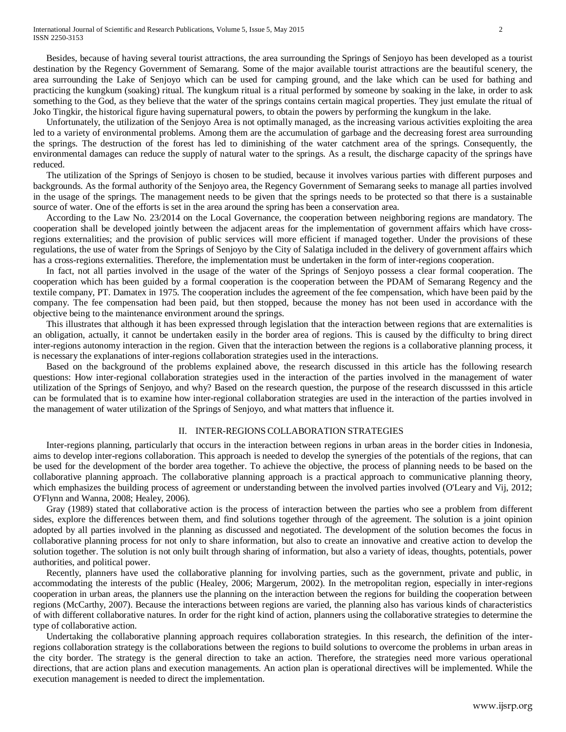Besides, because of having several tourist attractions, the area surrounding the Springs of Senjoyo has been developed as a tourist destination by the Regency Government of Semarang. Some of the major available tourist attractions are the beautiful scenery, the area surrounding the Lake of Senjoyo which can be used for camping ground, and the lake which can be used for bathing and practicing the kungkum (soaking) ritual. The kungkum ritual is a ritual performed by someone by soaking in the lake, in order to ask something to the God, as they believe that the water of the springs contains certain magical properties. They just emulate the ritual of Joko Tingkir, the historical figure having supernatural powers, to obtain the powers by performing the kungkum in the lake.

Unfortunately, the utilization of the Senjoyo Area is not optimally managed, as the increasing various activities exploiting the area led to a variety of environmental problems. Among them are the accumulation of garbage and the decreasing forest area surrounding the springs. The destruction of the forest has led to diminishing of the water catchment area of the springs. Consequently, the environmental damages can reduce the supply of natural water to the springs. As a result, the discharge capacity of the springs have reduced.

The utilization of the Springs of Senjoyo is chosen to be studied, because it involves various parties with different purposes and backgrounds. As the formal authority of the Senjoyo area, the Regency Government of Semarang seeks to manage all parties involved in the usage of the springs. The management needs to be given that the springs needs to be protected so that there is a sustainable source of water. One of the efforts is set in the area around the spring has been a conservation area.

According to the Law No. 23/2014 on the Local Governance, the cooperation between neighboring regions are mandatory. The cooperation shall be developed jointly between the adjacent areas for the implementation of government affairs which have cross-regions externalities; and the provision of public services will more efficient if managed together. Under the provisions of these regulations, the use of water from the Springs of Senjoyo by the City of Salatiga included in the delivery of government affairs which has a cross-regions externalities. Therefore, the implementation must be undertaken in the form of inter-regions cooperation.

In fact, not all parties involved in the usage of the water of the Springs of Senjoyo possess a clear formal cooperation. The cooperation which has been guided by a formal cooperation is the cooperation between the PDAM of Semarang Regency and the textile company, PT. Damatex in 1975. The cooperation includes the agreement of the fee compensation, which have been paid by the company. The fee compensation had been paid, but then stopped, because the money has not been used in accordance with the objective being to the maintenance environment around the springs.

This illustrates that although it has been expressed through legislation that the interaction between regions that are externalities is an obligation, actually, it cannot be undertaken easily in the border area of regions. This is caused by the difficulty to bring direct inter-regions autonomy interaction in the region. Given that the interaction between the regions is a collaborative planning process, it is necessary the explanations of inter-regions collaboration strategies used in the interactions.

Based on the background of the problems explained above, the research discussed in this article has the following research questions: How inter-regional collaboration strategies used in the interaction of the parties involved in the management of water utilization of the Springs of Senjoyo, and why? Based on the research question, the purpose of the research discusssed in this article can be formulated that is to examine how inter-regional collaboration strategies are used in the interaction of the parties involved in the management of water utilization of the Springs of Senjoyo, and what matters that influence it.

## II. INTER-REGIONS COLLABORATION STRATEGIES

Inter-regions planning, particularly that occurs in the interaction between regions in urban areas in the border cities in Indonesia, aims to develop inter-regions collaboration. This approach is needed to develop the synergies of the potentials of the regions, that can be used for the development of the border area together. To achieve the objective, the process of planning needs to be based on the collaborative planning approach. The collaborative planning approach is a practical approach to communicative planning theory, which emphasizes the building process of agreement or understanding between the involved parties involved (O'Leary and Vij, 2012; O'Flynn and Wanna, 2008; Healey, 2006).

Gray (1989) stated that collaborative action is the process of interaction between the parties who see a problem from different sides, explore the differences between them, and find solutions together through of the agreement. The solution is a joint opinion adopted by all parties involved in the planning as discussed and negotiated. The development of the solution becomes the focus in collaborative planning process for not only to share information, but also to create an innovative and creative action to develop the solution together. The solution is not only built through sharing of information, but also a variety of ideas, thoughts, potentials, power authorities, and political power.

Recently, planners have used the collaborative planning for involving parties, such as the government, private and public, in accommodating the interests of the public (Healey, 2006; Margerum, 2002). In the metropolitan region, especially in inter-regions cooperation in urban areas, the planners use the planning on the interaction between the regions for building the cooperation between regions (McCarthy, 2007). Because the interactions between regions are varied, the planning also has various kinds of characteristics of with different collaborative natures. In order for the right kind of action, planners using the collaborative strategies to determine the type of collaborative action.

Undertaking the collaborative planning approach requires collaboration strategies. In this research, the definition of the inter-regions collaboration strategy is the collaborations between the regions to build solutions to overcome the problems in urban areas in the city border. The strategy is the general direction to take an action. Therefore, the strategies need more various operational directions, that are action plans and execution managements. An action plan is operational directives will be implemented. While the execution management is needed to direct the implementation.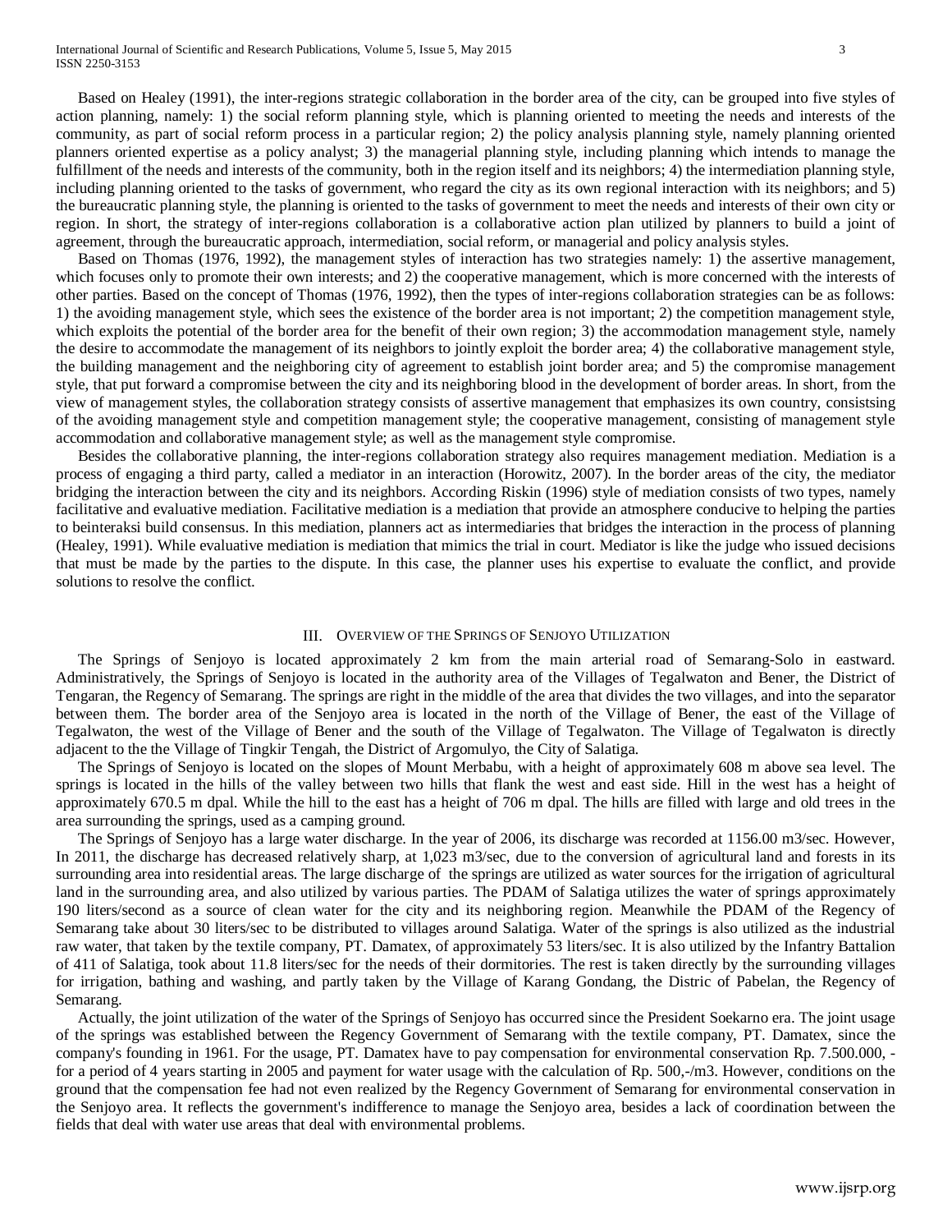Based on Healey (1991), the inter-regions strategic collaboration in the border area of the city, can be grouped into five styles of action planning, namely: 1) the social reform planning style, which is planning oriented to meeting the needs and interests of the community, as part of social reform process in a particular region; 2) the policy analysis planning style, namely planning oriented planners oriented expertise as a policy analyst; 3) the managerial planning style, including planning which intends to manage the fulfillment of the needs and interests of the community, both in the region itself and its neighbors; 4) the intermediation planning style, including planning oriented to the tasks of government, who regard the city as its own regional interaction with its neighbors; and 5) the bureaucratic planning style, the planning is oriented to the tasks of government to meet the needs and interests of their own city or region. In short, the strategy of inter-regions collaboration is a collaborative action plan utilized by planners to build a joint of agreement, through the bureaucratic approach, intermediation, social reform, or managerial and policy analysis styles.

Based on Thomas (1976, 1992), the management styles of interaction has two strategies namely: 1) the assertive management, which focuses only to promote their own interests; and 2) the cooperative management, which is more concerned with the interests of other parties. Based on the concept of Thomas (1976, 1992), then the types of inter-regions collaboration strategies can be as follows: 1) the avoiding management style, which sees the existence of the border area is not important; 2) the competition management style, which exploits the potential of the border area for the benefit of their own region; 3) the accommodation management style, namely the desire to accommodate the management of its neighbors to jointly exploit the border area; 4) the collaborative management style, the building management and the neighboring city of agreement to establish joint border area; and 5) the compromise management style, that put forward a compromise between the city and its neighboring blood in the development of border areas. In short, from the view of management styles, the collaboration strategy consists of assertive management that emphasizes its own country, consistsing of the avoiding management style and competition management style; the cooperative management, consisting of management style accommodation and collaborative management style; as well as the management style compromise.

Besides the collaborative planning, the inter-regions collaboration strategy also requires management mediation. Mediation is a process of engaging a third party, called a mediator in an interaction (Horowitz, 2007). In the border areas of the city, the mediator bridging the interaction between the city and its neighbors. According Riskin (1996) style of mediation consists of two types, namely facilitative and evaluative mediation. Facilitative mediation is a mediation that provide an atmosphere conducive to helping the parties to beinteraksi build consensus. In this mediation, planners act as intermediaries that bridges the interaction in the process of planning (Healey, 1991). While evaluative mediation is mediation that mimics the trial in court. Mediator is like the judge who issued decisions that must be made by the parties to the dispute. In this case, the planner uses his expertise to evaluate the conflict, and provide solutions to resolve the conflict.

## III. Overview of the Springs of Senjoyo Utilization

The Springs of Senjoyo is located approximately 2 km from the main arterial road of Semarang-Solo in eastward. Administratively, the Springs of Senjoyo is located in the authority area of the Villages of Tegalwaton and Bener, the District of Tengaran, the Regency of Semarang. The springs are right in the middle of the area that divides the two villages, and into the separator between them. The border area of the Senjoyo area is located in the north of the Village of Bener, the east of the Village of Tegalwaton, the west of the Village of Bener and the south of the Village of Tegalwaton. The Village of Tegalwaton is directly adjacent to the the Village of Tingkir Tengah, the District of Argomulyo, the City of Salatiga.

The Springs of Senjoyo is located on the slopes of Mount Merbabu, with a height of approximately 608 m above sea level. The springs is located in the hills of the valley between two hills that flank the west and east side. Hill in the west has a height of approximately 670.5 m dpal. While the hill to the east has a height of 706 m dpal. The hills are filled with large and old trees in the area surrounding the springs, used as a camping ground.

The Springs of Senjoyo has a large water discharge. In the year of 2006, its discharge was recorded at 1156.00 m3/sec. However, In 2011, the discharge has decreased relatively sharp, at 1,023 m3/sec, due to the conversion of agricultural land and forests in its surrounding area into residential areas. The large discharge of the springs are utilized as water sources for the irrigation of agricultural land in the surrounding area, and also utilized by various parties. The PDAM of Salatiga utilizes the water of springs approximately 190 liters/second as a source of clean water for the city and its neighboring region. Meanwhile the PDAM of the Regency of Semarang take about 30 liters/sec to be distributed to villages around Salatiga. Water of the springs is also utilized as the industrial raw water, that taken by the textile company, PT. Damatex, of approximately 53 liters/sec. It is also utilized by the Infantry Battalion of 411 of Salatiga, took about 11.8 liters/sec for the needs of their dormitories. The rest is taken directly by the surrounding villages for irrigation, bathing and washing, and partly taken by the Village of Karang Gondang, the Distric of Pabelan, the Regency of Semarang.

Actually, the joint utilization of the water of the Springs of Senjoyo has occurred since the President Soekarno era. The joint usage of the springs was established between the Regency Government of Semarang with the textile company, PT. Damatex, since the company's founding in 1961. For the usage, PT. Damatex have to pay compensation for environmental conservation Rp. 7.500.000, - for a period of 4 years starting in 2005 and payment for water usage with the calculation of Rp. 500,-/m3. However, conditions on the ground that the compensation fee had not even realized by the Regency Government of Semarang for environmental conservation in the Senjoyo area. It reflects the government's indifference to manage the Senjoyo area, besides a lack of coordination between the fields that deal with water use areas that deal with environmental problems.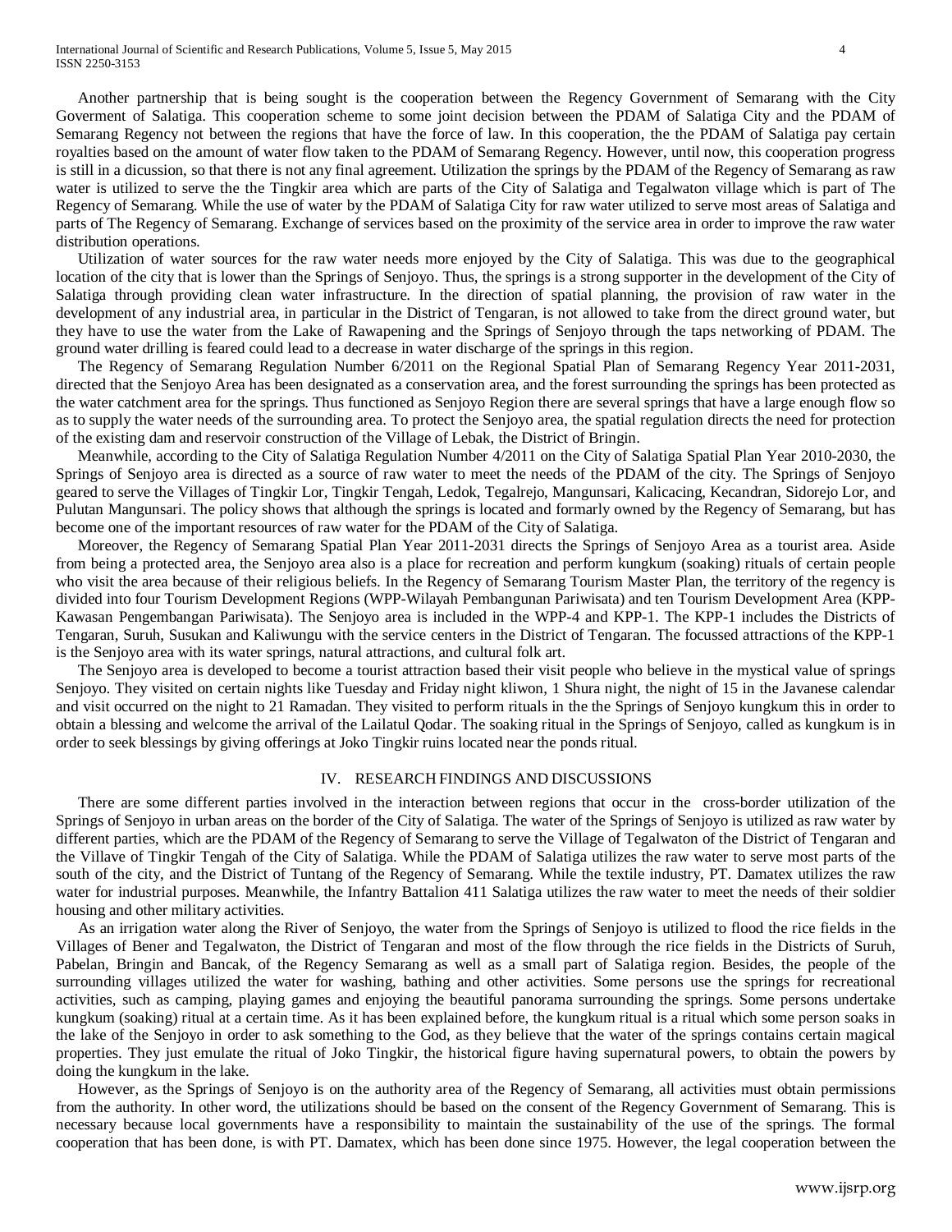Another partnership that is being sought is the cooperation between the Regency Government of Semarang with the City Goverment of Salatiga. This cooperation scheme to some joint decision between the PDAM of Salatiga City and the PDAM of Semarang Regency not between the regions that have the force of law. In this cooperation, the the PDAM of Salatiga pay certain royalties based on the amount of water flow taken to the PDAM of Semarang Regency. However, until now, this cooperation progress is still in a dicussion, so that there is not any final agreement. Utilization the springs by the PDAM of the Regency of Semarang as raw water is utilized to serve the the Tingkir area which are parts of the City of Salatiga and Tegalwaton village which is part of The Regency of Semarang. While the use of water by the PDAM of Salatiga City for raw water utilized to serve most areas of Salatiga and parts of The Regency of Semarang. Exchange of services based on the proximity of the service area in order to improve the raw water distribution operations.

Utilization of water sources for the raw water needs more enjoyed by the City of Salatiga. This was due to the geographical location of the city that is lower than the Springs of Senjoyo. Thus, the springs is a strong supporter in the development of the City of Salatiga through providing clean water infrastructure. In the direction of spatial planning, the provision of raw water in the development of any industrial area, in particular in the District of Tengaran, is not allowed to take from the direct ground water, but they have to use the water from the Lake of Rawapening and the Springs of Senjoyo through the taps networking of PDAM. The ground water drilling is feared could lead to a decrease in water discharge of the springs in this region.

The Regency of Semarang Regulation Number 6/2011 on the Regional Spatial Plan of Semarang Regency Year 2011-2031, directed that the Senjoyo Area has been designated as a conservation area, and the forest surrounding the springs has been protected as the water catchment area for the springs. Thus functioned as Senjoyo Region there are several springs that have a large enough flow so as to supply the water needs of the surrounding area. To protect the Senjoyo area, the spatial regulation directs the need for protection of the existing dam and reservoir construction of the Village of Lebak, the District of Bringin.

Meanwhile, according to the City of Salatiga Regulation Number 4/2011 on the City of Salatiga Spatial Plan Year 2010-2030, the Springs of Senjoyo area is directed as a source of raw water to meet the needs of the PDAM of the city. The Springs of Senjoyo geared to serve the Villages of Tingkir Lor, Tingkir Tengah, Ledok, Tegalrejo, Mangunsari, Kalicacing, Kecandran, Sidorejo Lor, and Pulutan Mangunsari. The policy shows that although the springs is located and formarly owned by the Regency of Semarang, but has become one of the important resources of raw water for the PDAM of the City of Salatiga.

Moreover, the Regency of Semarang Spatial Plan Year 2011-2031 directs the Springs of Senjoyo Area as a tourist area. Aside from being a protected area, the Senjoyo area also is a place for recreation and perform kungkum (soaking) rituals of certain people who visit the area because of their religious beliefs. In the Regency of Semarang Tourism Master Plan, the territory of the regency is divided into four Tourism Development Regions (WPP-Wilayah Pembangunan Pariwisata) and ten Tourism Development Area (KPP-Kawasan Pengembangan Pariwisata). The Senjoyo area is included in the WPP-4 and KPP-1. The KPP-1 includes the Districts of Tengaran, Suruh, Susukan and Kaliwungu with the service centers in the District of Tengaran. The focussed attractions of the KPP-1 is the Senjoyo area with its water springs, natural attractions, and cultural folk art.

The Senjoyo area is developed to become a tourist attraction based their visit people who believe in the mystical value of springs Senjoyo. They visited on certain nights like Tuesday and Friday night kliwon, 1 Shura night, the night of 15 in the Javanese calendar and visit occurred on the night to 21 Ramadan. They visited to perform rituals in the the Springs of Senjoyo kungkum this in order to obtain a blessing and welcome the arrival of the Lailatul Qodar. The soaking ritual in the Springs of Senjoyo, called as kungkum is in order to seek blessings by giving offerings at Joko Tingkir ruins located near the ponds ritual.

## IV. Research Findings and Discussions

There are some different parties involved in the interaction between regions that occur in the cross-border utilization of the Springs of Senjoyo in urban areas on the border of the City of Salatiga. The water of the Springs of Senjoyo is utilized as raw water by different parties, which are the PDAM of the Regency of Semarang to serve the Village of Tegalwaton of the District of Tengaran and the Villave of Tingkir Tengah of the City of Salatiga. While the PDAM of Salatiga utilizes the raw water to serve most parts of the south of the city, and the District of Tuntang of the Regency of Semarang. While the textile industry, PT. Damatex utilizes the raw water for industrial purposes. Meanwhile, the Infantry Battalion 411 Salatiga utilizes the raw water to meet the needs of their soldier housing and other military activities.

As an irrigation water along the River of Senjoyo, the water from the Springs of Senjoyo is utilized to flood the rice fields in the Villages of Bener and Tegalwaton, the District of Tengaran and most of the flow through the rice fields in the Districts of Suruh, Pabelan, Bringin and Bancak, of the Regency Semarang as well as a small part of Salatiga region. Besides, the people of the surrounding villages utilized the water for washing, bathing and other activities. Some persons use the springs for recreational activities, such as camping, playing games and enjoying the beautiful panorama surrounding the springs. Some persons undertake kungkum (soaking) ritual at a certain time. As it has been explained before, the kungkum ritual is a ritual which some person soaks in the lake of the Senjoyo in order to ask something to the God, as they believe that the water of the springs contains certain magical properties. They just emulate the ritual of Joko Tingkir, the historical figure having supernatural powers, to obtain the powers by doing the kungkum in the lake.

However, as the Springs of Senjoyo is on the authority area of the Regency of Semarang, all activities must obtain permissions from the authority. In other word, the utilizations should be based on the consent of the Regency Government of Semarang. This is necessary because local governments have a responsibility to maintain the sustainability of the use of the springs. The formal cooperation that has been done, is with PT. Damatex, which has been done since 1975. However, the legal cooperation between the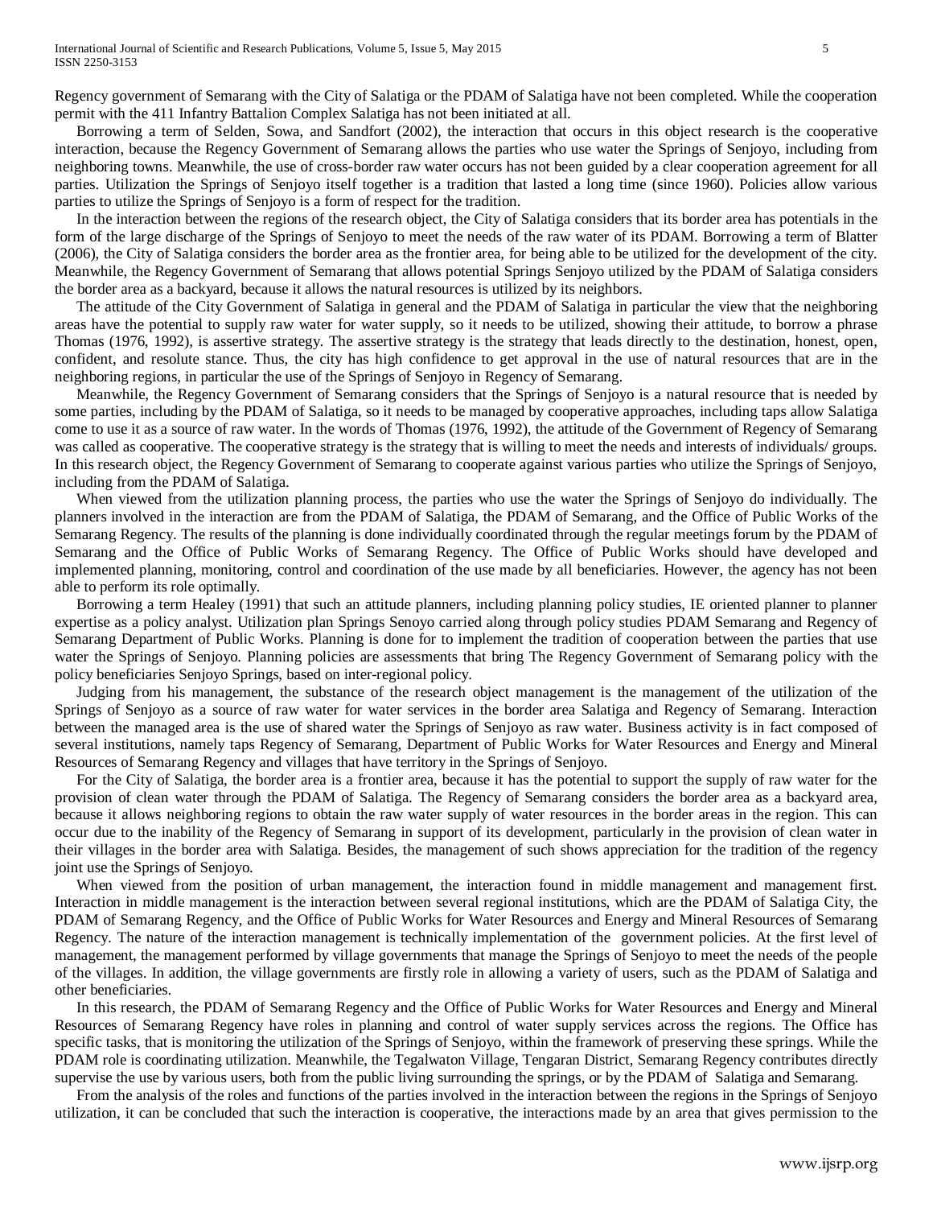Regency government of Semarang with the City of Salatiga or the PDAM of Salatiga have not been completed. While the cooperation permit with the 411 Infantry Battalion Complex Salatiga has not been initiated at all.

Borrowing a term of Selden, Sowa, and Sandfort (2002), the interaction that occurs in this object research is the cooperative interaction, because the Regency Government of Semarang allows the parties who use water the Springs of Senjoyo, including from neighboring towns. Meanwhile, the use of cross-border raw water occurs has not been guided by a clear cooperation agreement for all parties. Utilization the Springs of Senjoyo itself together is a tradition that lasted a long time (since 1960). Policies allow various parties to utilize the Springs of Senjoyo is a form of respect for the tradition.

In the interaction between the regions of the research object, the City of Salatiga considers that its border area has potentials in the form of the large discharge of the Springs of Senjoyo to meet the needs of the raw water of its PDAM. Borrowing a term of Blatter (2006), the City of Salatiga considers the border area as the frontier area, for being able to be utilized for the development of the city. Meanwhile, the Regency Government of Semarang that allows potential Springs Senjoyo utilized by the PDAM of Salatiga considers the border area as a backyard, because it allows the natural resources is utilized by its neighbors.

The attitude of the City Government of Salatiga in general and the PDAM of Salatiga in particular the view that the neighboring areas have the potential to supply raw water for water supply, so it needs to be utilized, showing their attitude, to borrow a phrase Thomas (1976, 1992), is assertive strategy. The assertive strategy is the strategy that leads directly to the destination, honest, open, confident, and resolute stance. Thus, the city has high confidence to get approval in the use of natural resources that are in the neighboring regions, in particular the use of the Springs of Senjoyo in Regency of Semarang.

Meanwhile, the Regency Government of Semarang considers that the Springs of Senjoyo is a natural resource that is needed by some parties, including by the PDAM of Salatiga, so it needs to be managed by cooperative approaches, including taps allow Salatiga come to use it as a source of raw water. In the words of Thomas (1976, 1992), the attitude of the Government of Regency of Semarang was called as cooperative. The cooperative strategy is the strategy that is willing to meet the needs and interests of individuals/ groups. In this research object, the Regency Government of Semarang to cooperate against various parties who utilize the Springs of Senjoyo, including from the PDAM of Salatiga.

When viewed from the utilization planning process, the parties who use the water the Springs of Senjoyo do individually. The planners involved in the interaction are from the PDAM of Salatiga, the PDAM of Semarang, and the Office of Public Works of the Semarang Regency. The results of the planning is done individually coordinated through the regular meetings forum by the PDAM of Semarang and the Office of Public Works of Semarang Regency. The Office of Public Works should have developed and implemented planning, monitoring, control and coordination of the use made by all beneficiaries. However, the agency has not been able to perform its role optimally.

Borrowing a term Healey (1991) that such an attitude planners, including planning policy studies, IE oriented planner to planner expertise as a policy analyst. Utilization plan Springs Senoyo carried along through policy studies PDAM Semarang and Regency of Semarang Department of Public Works. Planning is done for to implement the tradition of cooperation between the parties that use water the Springs of Senjoyo. Planning policies are assessments that bring The Regency Government of Semarang policy with the policy beneficiaries Senjoyo Springs, based on inter-regional policy.

Judging from his management, the substance of the research object management is the management of the utilization of the Springs of Senjoyo as a source of raw water for water services in the border area Salatiga and Regency of Semarang. Interaction between the managed area is the use of shared water the Springs of Senjoyo as raw water. Business activity is in fact composed of several institutions, namely taps Regency of Semarang, Department of Public Works for Water Resources and Energy and Mineral Resources of Semarang Regency and villages that have territory in the Springs of Senjoyo.

For the City of Salatiga, the border area is a frontier area, because it has the potential to support the supply of raw water for the provision of clean water through the PDAM of Salatiga. The Regency of Semarang considers the border area as a backyard area, because it allows neighboring regions to obtain the raw water supply of water resources in the border areas in the region. This can occur due to the inability of the Regency of Semarang in support of its development, particularly in the provision of clean water in their villages in the border area with Salatiga. Besides, the management of such shows appreciation for the tradition of the regency joint use the Springs of Senjoyo.

When viewed from the position of urban management, the interaction found in middle management and management first. Interaction in middle management is the interaction between several regional institutions, which are the PDAM of Salatiga City, the PDAM of Semarang Regency, and the Office of Public Works for Water Resources and Energy and Mineral Resources of Semarang Regency. The nature of the interaction management is technically implementation of the government policies. At the first level of management, the management performed by village governments that manage the Springs of Senjoyo to meet the needs of the people of the villages. In addition, the village governments are firstly role in allowing a variety of users, such as the PDAM of Salatiga and other beneficiaries.

In this research, the PDAM of Semarang Regency and the Office of Public Works for Water Resources and Energy and Mineral Resources of Semarang Regency have roles in planning and control of water supply services across the regions. The Office has specific tasks, that is monitoring the utilization of the Springs of Senjoyo, within the framework of preserving these springs. While the PDAM role is coordinating utilization. Meanwhile, the Tegalwaton Village, Tengaran District, Semarang Regency contributes directly supervise the use by various users, both from the public living surrounding the springs, or by the PDAM of Salatiga and Semarang.

From the analysis of the roles and functions of the parties involved in the interaction between the regions in the Springs of Senjoyo utilization, it can be concluded that such the interaction is cooperative, the interactions made by an area that gives permission to the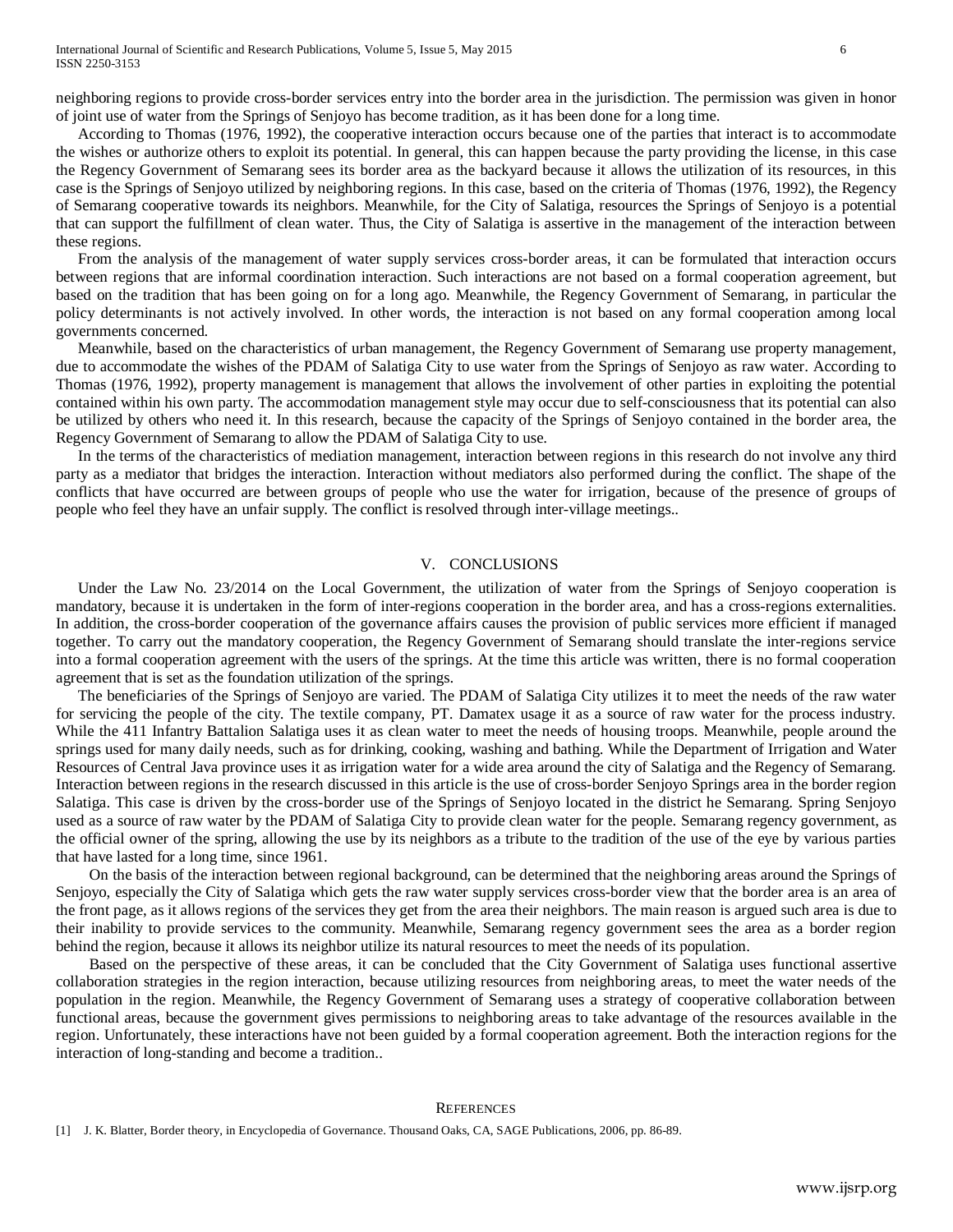neighboring regions to provide cross-border services entry into the border area in the jurisdiction. The permission was given in honor of joint use of water from the Springs of Senjoyo has become tradition, as it has been done for a long time.

According to Thomas (1976, 1992), the cooperative interaction occurs because one of the parties that interact is to accommodate the wishes or authorize others to exploit its potential. In general, this can happen because the party providing the license, in this case the Regency Government of Semarang sees its border area as the backyard because it allows the utilization of its resources, in this case is the Springs of Senjoyo utilized by neighboring regions. In this case, based on the criteria of Thomas (1976, 1992), the Regency of Semarang cooperative towards its neighbors. Meanwhile, for the City of Salatiga, resources the Springs of Senjoyo is a potential that can support the fulfillment of clean water. Thus, the City of Salatiga is assertive in the management of the interaction between these regions.

From the analysis of the management of water supply services cross-border areas, it can be formulated that interaction occurs between regions that are informal coordination interaction. Such interactions are not based on a formal cooperation agreement, but based on the tradition that has been going on for a long ago. Meanwhile, the Regency Government of Semarang, in particular the policy determinants is not actively involved. In other words, the interaction is not based on any formal cooperation among local governments concerned.

Meanwhile, based on the characteristics of urban management, the Regency Government of Semarang use property management, due to accommodate the wishes of the PDAM of Salatiga City to use water from the Springs of Senjoyo as raw water. According to Thomas (1976, 1992), property management is management that allows the involvement of other parties in exploiting the potential contained within his own party. The accommodation management style may occur due to self-consciousness that its potential can also be utilized by others who need it. In this research, because the capacity of the Springs of Senjoyo contained in the border area, the Regency Government of Semarang to allow the PDAM of Salatiga City to use.

In the terms of the characteristics of mediation management, interaction between regions in this research do not involve any third party as a mediator that bridges the interaction. Interaction without mediators also performed during the conflict. The shape of the conflicts that have occurred are between groups of people who use the water for irrigation, because of the presence of groups of people who feel they have an unfair supply. The conflict is resolved through inter-village meetings..

## V. CONCLUSIONS

Under the Law No. 23/2014 on the Local Government, the utilization of water from the Springs of Senjoyo cooperation is mandatory, because it is undertaken in the form of inter-regions cooperation in the border area, and has a cross-regions externalities. In addition, the cross-border cooperation of the governance affairs causes the provision of public services more efficient if managed together. To carry out the mandatory cooperation, the Regency Government of Semarang should translate the inter-regions service into a formal cooperation agreement with the users of the springs. At the time this article was written, there is no formal cooperation agreement that is set as the foundation utilization of the springs.

The beneficiaries of the Springs of Senjoyo are varied. The PDAM of Salatiga City utilizes it to meet the needs of the raw water for servicing the people of the city. The textile company, PT. Damatex usage it as a source of raw water for the process industry. While the 411 Infantry Battalion Salatiga uses it as clean water to meet the needs of housing troops. Meanwhile, people around the springs used for many daily needs, such as for drinking, cooking, washing and bathing. While the Department of Irrigation and Water Resources of Central Java province uses it as irrigation water for a wide area around the city of Salatiga and the Regency of Semarang. Interaction between regions in the research discussed in this article is the use of cross-border Senjoyo Springs area in the border region Salatiga. This case is driven by the cross-border use of the Springs of Senjoyo located in the district he Semarang. Spring Senjoyo used as a source of raw water by the PDAM of Salatiga City to provide clean water for the people. Semarang regency government, as the official owner of the spring, allowing the use by its neighbors as a tribute to the tradition of the use of the eye by various parties that have lasted for a long time, since 1961.

On the basis of the interaction between regional background, can be determined that the neighboring areas around the Springs of Senjoyo, especially the City of Salatiga which gets the raw water supply services cross-border view that the border area is an area of the front page, as it allows regions of the services they get from the area their neighbors. The main reason is argued such area is due to their inability to provide services to the community. Meanwhile, Semarang regency government sees the area as a border region behind the region, because it allows its neighbor utilize its natural resources to meet the needs of its population.

Based on the perspective of these areas, it can be concluded that the City Government of Salatiga uses functional assertive collaboration strategies in the region interaction, because utilizing resources from neighboring areas, to meet the water needs of the population in the region. Meanwhile, the Regency Government of Semarang uses a strategy of cooperative collaboration between functional areas, because the government gives permissions to neighboring areas to take advantage of the resources available in the region. Unfortunately, these interactions have not been guided by a formal cooperation agreement. Both the interaction regions for the interaction of long-standing and become a tradition..

## REFERENCES

[1] J. K. Blatter, Border theory, in Encyclopedia of Governance. Thousand Oaks, CA, SAGE Publications, 2006, pp. 86-89.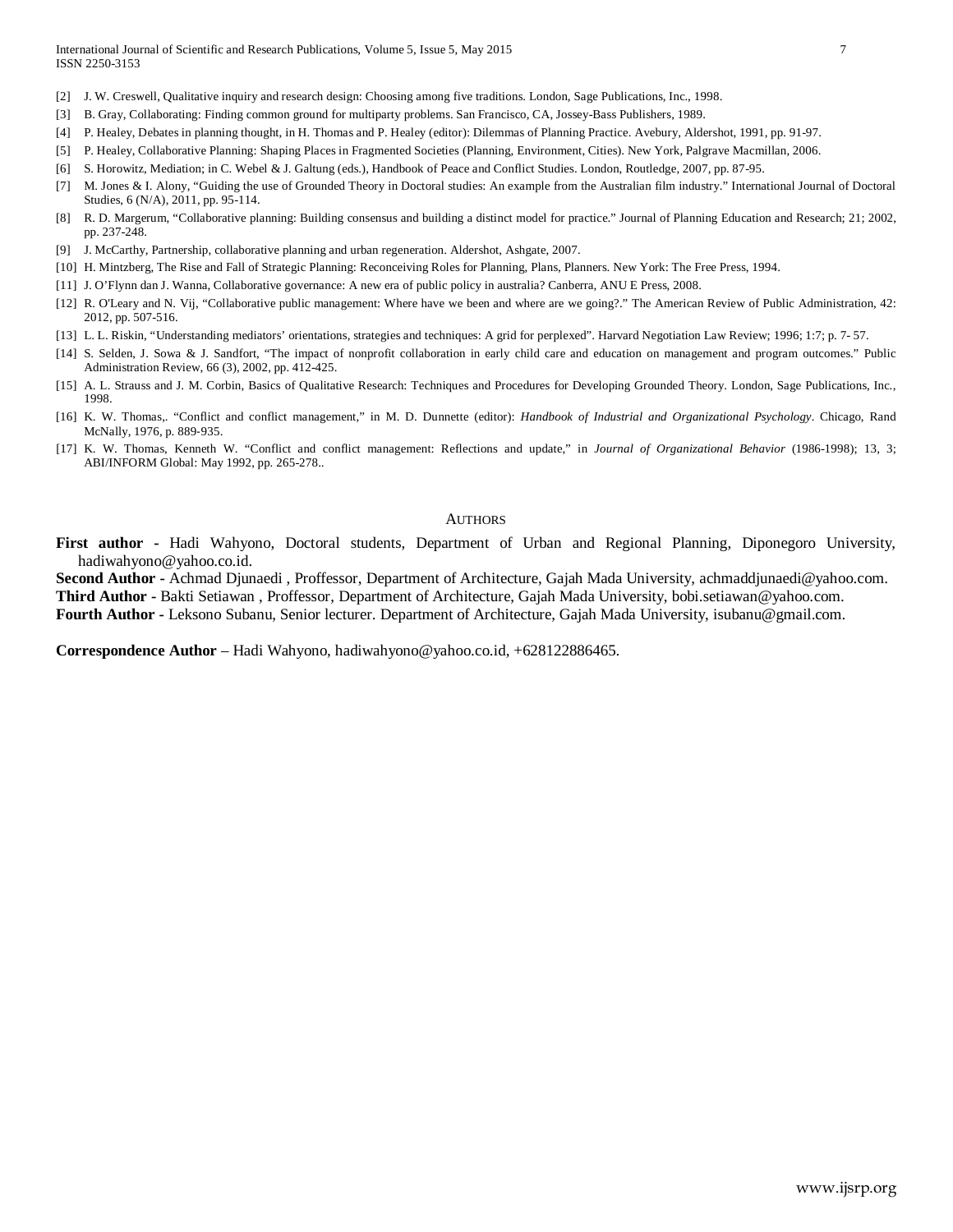[2] J. W. Creswell, Qualitative inquiry and research design: Choosing among five traditions. London, Sage Publications, Inc., 1998.

[3] B. Gray, Collaborating: Finding common ground for multiparty problems. San Francisco, CA, Jossey-Bass Publishers, 1989.

[4] P. Healey, Debates in planning thought, in H. Thomas and P. Healey (editor): Dilemmas of Planning Practice. Avebury, Aldershot, 1991, pp. 91-97.

[5] P. Healey, Collaborative Planning: Shaping Places in Fragmented Societies (Planning, Environment, Cities). New York, Palgrave Macmillan, 2006.

[6] S. Horowitz, Mediation; in C. Webel & J. Galtung (eds.), Handbook of Peace and Conflict Studies. London, Routledge, 2007, pp. 87-95.

[7] M. Jones & I. Alony, "Guiding the use of Grounded Theory in Doctoral studies: An example from the Australian film industry." International Journal of Doctoral Studies, 6 (N/A), 2011, pp. 95-114.

[8] R. D. Margerum, "Collaborative planning: Building consensus and building a distinct model for practice." Journal of Planning Education and Research; 21; 2002, pp. 237-248.

[9] J. McCarthy, Partnership, collaborative planning and urban regeneration. Aldershot, Ashgate, 2007.

[10] H. Mintzberg, The Rise and Fall of Strategic Planning: Reconceiving Roles for Planning, Plans, Planners. New York: The Free Press, 1994.

[11] J. O'Flynn dan J. Wanna, Collaborative governance: A new era of public policy in australia? Canberra, ANU E Press, 2008.

[12] R. O'Leary and N. Vij, "Collaborative public management: Where have we been and where are we going?." The American Review of Public Administration, 42: 2012, pp. 507-516.

[13] L. L. Riskin, "Understanding mediators' orientations, strategies and techniques: A grid for perplexed". Harvard Negotiation Law Review; 1996; 1:7; p. 7- 57.

[14] S. Selden, J. Sowa & J. Sandfort, "The impact of nonprofit collaboration in early child care and education on management and program outcomes." Public Administration Review, 66 (3), 2002, pp. 412-425.

[15] A. L. Strauss and J. M. Corbin, Basics of Qualitative Research: Techniques and Procedures for Developing Grounded Theory. London, Sage Publications, Inc., 1998.

[16] K. W. Thomas,. "Conflict and conflict management," in M. D. Dunnette (editor): *Handbook of Industrial and Organizational Psychology*. Chicago, Rand McNally, 1976, p. 889-935.

[17] K. W. Thomas, Kenneth W. "Conflict and conflict management: Reflections and update," in *Journal of Organizational Behavior* (1986-1998); 13, 3; ABI/INFORM Global: May 1992, pp. 265-278..

## Authors

**First author -** Hadi Wahyono, Doctoral students, Department of Urban and Regional Planning, Diponegoro University, hadiwahyono@yahoo.co.id.

**Second Author -** Achmad Djunaedi , Proffessor, Department of Architecture, Gajah Mada University, achmaddjunaedi@yahoo.com.

**Third Author -** Bakti Setiawan , Proffessor, Department of Architecture, Gajah Mada University, bobi.setiawan@yahoo.com.

**Fourth Author -** Leksono Subanu, Senior lecturer. Department of Architecture, Gajah Mada University, isubanu@gmail.com.

**Correspondence Author** – Hadi Wahyono, hadiwahyono@yahoo.co.id, +628122886465.